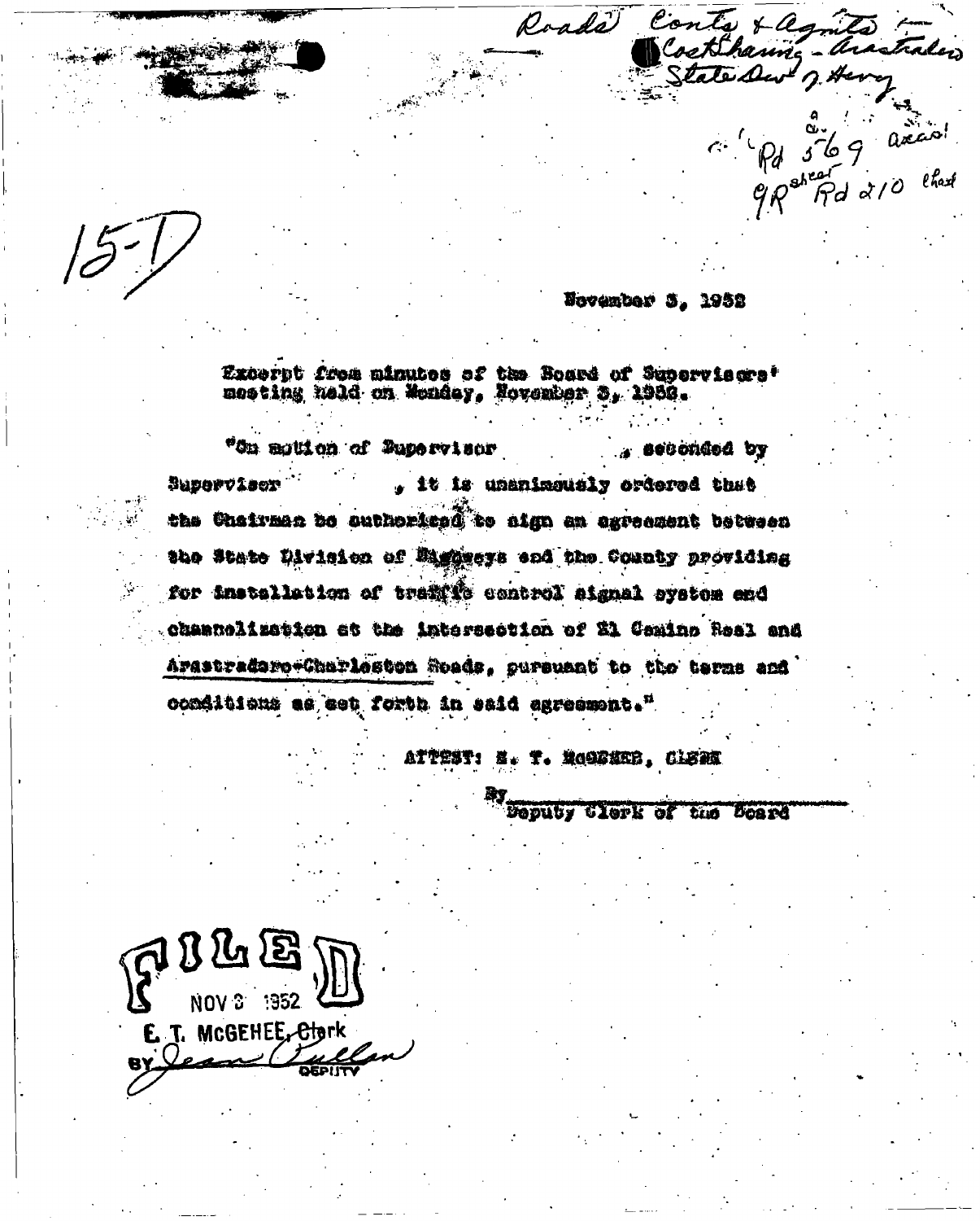Roads Conts & Agmts — Costsharing - Arastradero State Div of Hwy

Rd 569 axial
GR shear Rd 210 chart

15-D

November 3, 1952

Excerpt from minutes of the Board of Supervisors' meeting held on Monday, November 3, 1952.

"On motion of Supervisor , seconded by Supervisor , it is unanimously ordered that the Chairman be authorized to sign an agreement between the State Division of Highways and the County providing for installation of traffic control signal system and channelization at the intersection of El Camino Real and Arastradero-Charleston Roads, pursuant to the terms and conditions as set forth in said agreement."

ATTEST: E. T. McGEHEE, CLERK

By_______________________
Deputy Clerk of the Board

FILED
NOV 3 1952
E. T. McGEHEE, Clerk
BY Jean Pullan DEPUTY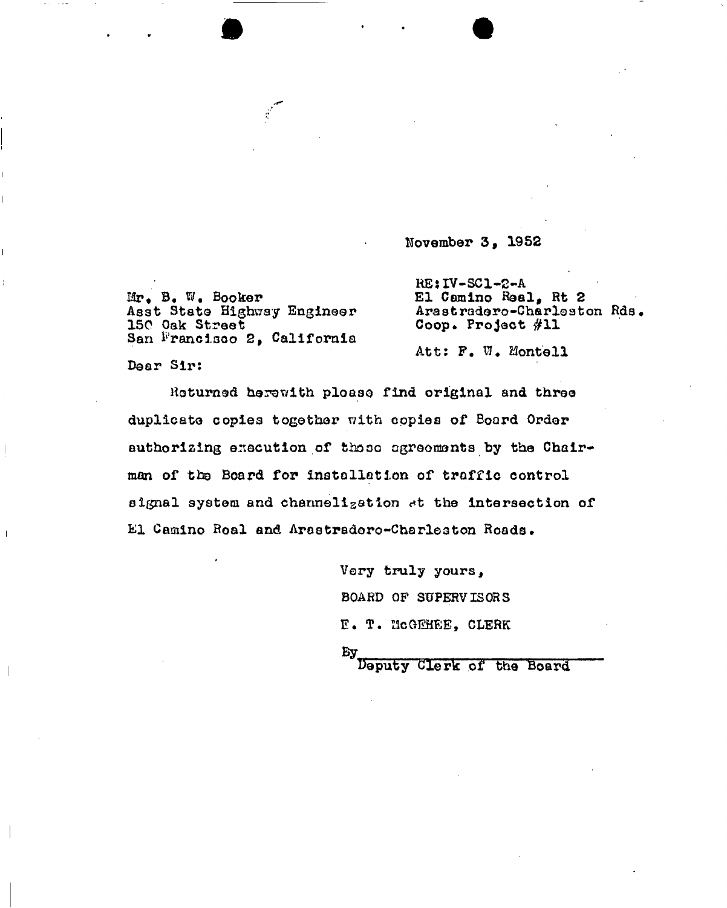November 3, 1952

Mr. B. W. Booker
Asst State Highway Engineer
150 Oak Street
San Francisco 2, California

RE: IV-SC1-2-A
El Camino Real, Rt 2
Arastradero-Charleston Rds.
Coop. Project #11

Att: F. W. Montell

Dear Sir:

Returned herewith please find original and three duplicate copies together with copies of Board Order authorizing execution of those agreements by the Chairman of the Board for installation of traffic control signal system and channelization at the intersection of El Camino Real and Arastradero-Charleston Roads.

Very truly yours,

BOARD OF SUPERVISORS

E. T. McGEHEE, CLERK

By ______________________
Deputy Clerk of the Board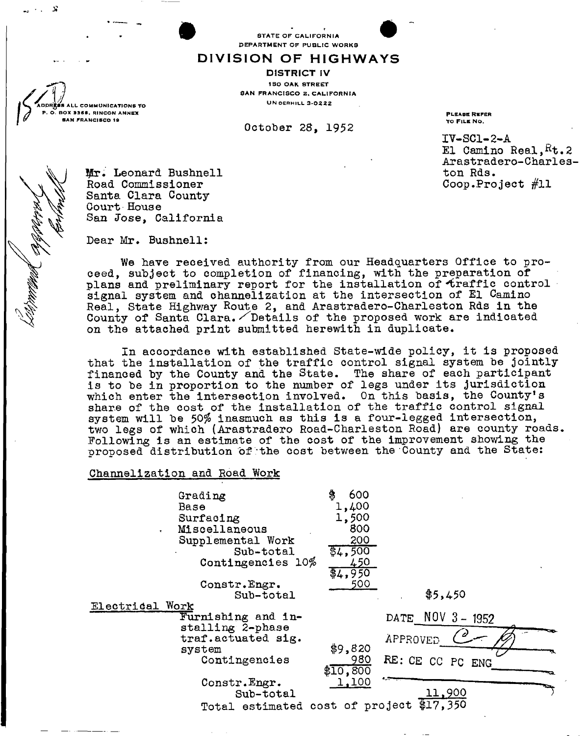STATE OF CALIFORNIA
DEPARTMENT OF PUBLIC WORKS

# DIVISION OF HIGHWAYS

**DISTRICT IV**
150 OAK STREET
SAN FRANCISCO 2, CALIFORNIA
UNDERHILL 3-0222

ADDRESS ALL COMMUNICATIONS TO
P. O. BOX 3366, RINCON ANNEX
SAN FRANCISCO 19

October 28, 1952

PLEASE REFER TO FILE NO.

IV-SCl-2-A
El Camino Real, Rt.2
Arastradero-Charleston Rds.
Coop.Project #11

Mr. Leonard Bushnell
Road Commissioner
Santa Clara County
Court House
San Jose, California

Dear Mr. Bushnell:

We have received authority from our Headquarters Office to proceed, subject to completion of financing, with the preparation of plans and preliminary report for the installation of traffic control signal system and channelization at the intersection of El Camino Real, State Highway Route 2, and Arastradero-Charleston Rds in the County of Santa Clara. Details of the proposed work are indicated on the attached print submitted herewith in duplicate.

In accordance with established State-wide policy, it is proposed that the installation of the traffic control signal system be jointly financed by the County and the State. The share of each participant is to be in proportion to the number of legs under its jurisdiction which enter the intersection involved. On this basis, the County's share of the cost of the installation of the traffic control signal system will be 50% inasmuch as this is a four-legged intersection, two legs of which (Arastradero Road-Charleston Road) are county roads. Following is an estimate of the cost of the improvement showing the proposed distribution of the cost between the County and the State:

Channelization and Road Work

| Item | Amount | Total |
|---|---|---|
| Grading | $ 600 | |
| Base | 1,400 | |
| Surfacing | 1,500 | |
| Miscellaneous | 800 | |
| Supplemental Work | 200 | |
| Sub-total | $4,500 | |
| Contingencies 10% | 450 | |
| | $4,950 | |
| Constr.Engr. | 500 | |
| Sub-total | | $5,450 |

Electrical Work

| Item | Amount | Total |
|---|---|---|
| Furnishing and installing 2-phase traf.actuated sig. system | $9,820 | |
| Contingencies | 980 | |
| | $10,800 | |
| Constr.Engr. | 1,100 | |
| Sub-total | | 11,900 |
| Total estimated cost of project | | $17,350 |

DATE NOV 3 - 1952
APPROVED
RE: CE CC PC ENG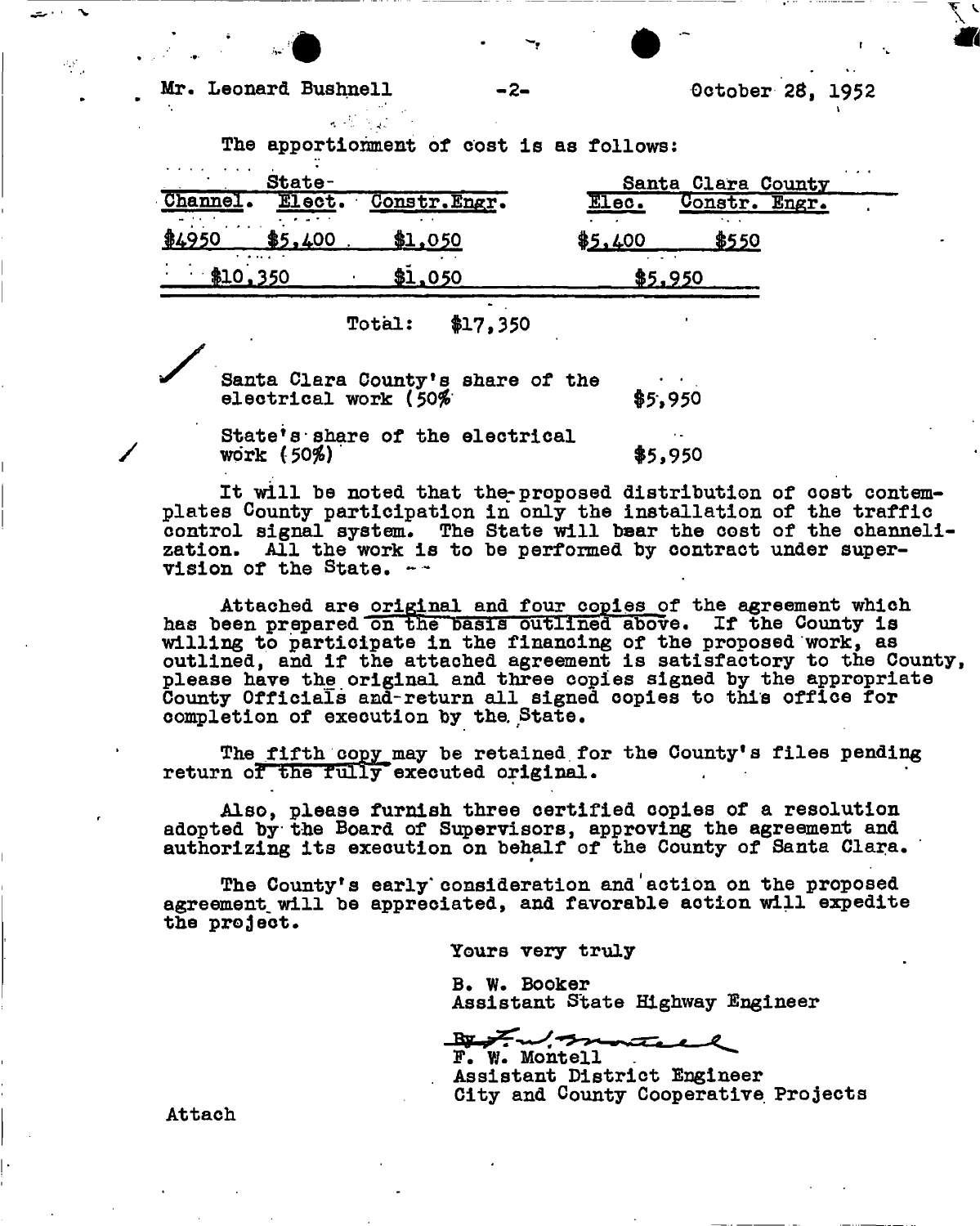Mr. Leonard Bushnell -2- October 28, 1952

The apportionment of cost is as follows:

| State- | | | Santa Clara County | |
|---|---|---|---|---|
| Channel. | Elect. | Constr.Engr. | Elec. | Constr. Engr. |
| $4950 | $5,400 | $1,050 | $5,400 | $550 |
| $10,350 | | $1,050 | $5,950 | |

Total: $17,350

Santa Clara County's share of the electrical work (50% $5,950

State's share of the electrical work (50%) $5,950

It will be noted that the proposed distribution of cost contemplates County participation in only the installation of the traffic control signal system. The State will bear the cost of the channelization. All the work is to be performed by contract under supervision of the State.

Attached are original and four copies of the agreement which has been prepared on the basis outlined above. If the County is willing to participate in the financing of the proposed work, as outlined, and if the attached agreement is satisfactory to the County, please have the original and three copies signed by the appropriate County Officials and return all signed copies to this office for completion of execution by the State.

The fifth copy may be retained for the County's files pending return of the fully executed original.

Also, please furnish three certified copies of a resolution adopted by the Board of Supervisors, approving the agreement and authorizing its execution on behalf of the County of Santa Clara.

The County's early consideration and action on the proposed agreement will be appreciated, and favorable action will expedite the project.

Yours very truly

B. W. Booker
Assistant State Highway Engineer

By F. W. Montell
F. W. Montell
Assistant District Engineer
City and County Cooperative Projects

Attach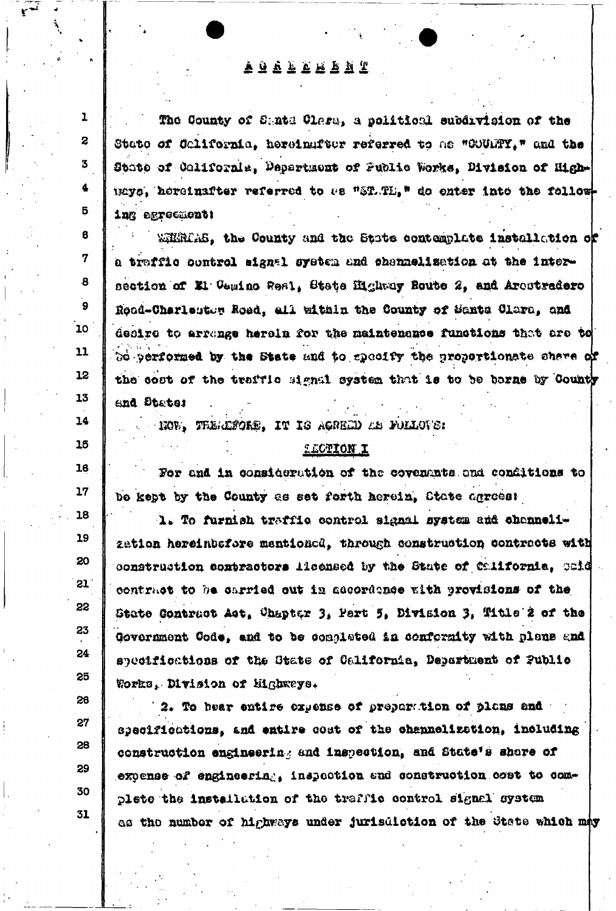# AGREEMENT

The County of Santa Clara, a political subdivision of the State of California, hereinafter referred to as "COUNTY," and the State of California, Department of Public Works, Division of Highways, hereinafter referred to as "STATE," do enter into the following agreement:

WHEREAS, the County and the State contemplate installation of a traffic control signal system and channelization at the intersection of El Camino Real, State Highway Route 2, and Arastradero Road-Charleston Road, all within the County of Santa Clara, and desire to arrange herein for the maintenance functions that are to be performed by the State and to specify the proportionate share of the cost of the traffic signal system that is to be borne by County and State;

NOW, THEREFORE, IT IS AGREED AS FOLLOWS:

## SECTION I

For and in consideration of the covenants and conditions to be kept by the County as set forth herein, State agrees:

1. To furnish traffic control signal system and channelization hereinbefore mentioned, through construction contracts with construction contractors licensed by the State of California, said contract to be carried out in accordance with provisions of the State Contract Act, Chapter 3, Part 5, Division 3, Title 2 of the Government Code, and to be completed in conformity with plans and specifications of the State of California, Department of Public Works, Division of Highways.

2. To bear entire expense of preparation of plans and specifications, and entire cost of the channelization, including construction engineering and inspection, and State's share of expense of engineering, inspection and construction cost to complete the installation of the traffic control signal system as the number of highways under jurisdiction of the State which may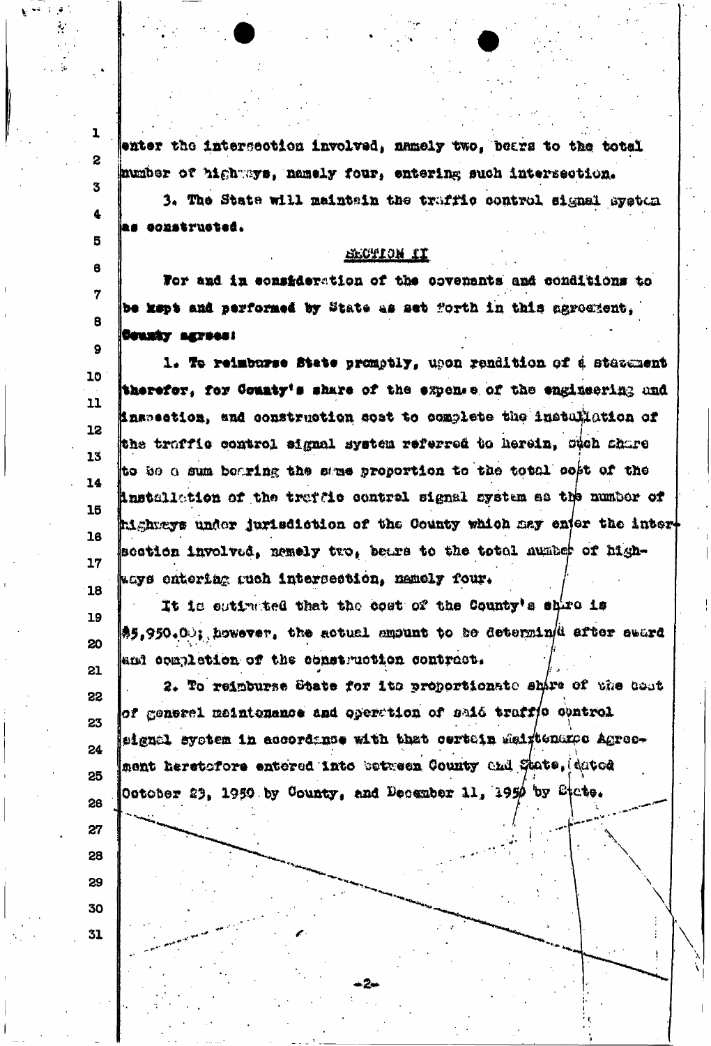enter the intersection involved, namely two, bears to the total number of highways, namely four, entering such intersection.

3. The State will maintain the traffic control signal system as constructed.

## SECTION II

For and in consideration of the covenants and conditions to be kept and performed by State as set forth in this agreement, **County agrees:**

1. To reimburse State promptly, upon rendition of a statement therefor, for County's share of the expense of the engineering and inspection, and construction cost to complete the installation of the traffic control signal system referred to herein, such share to be a sum bearing the same proportion to the total cost of the installation of the traffic control signal system as the number of highways under jurisdiction of the County which may enter the intersection involved, namely two, bears to the total number of highways entering such intersection, namely four.

It is estimated that the cost of the County's share is $5,950.00; however, the actual amount to be determined after award and completion of the construction contract.

2. To reimburse State for its proportionate share of the cost of general maintenance and operation of said traffic control signal system in accordance with that certain Maintenance Agreement heretofore entered into between County and State, dated October 23, 1950 by County, and December 11, 1950 by State.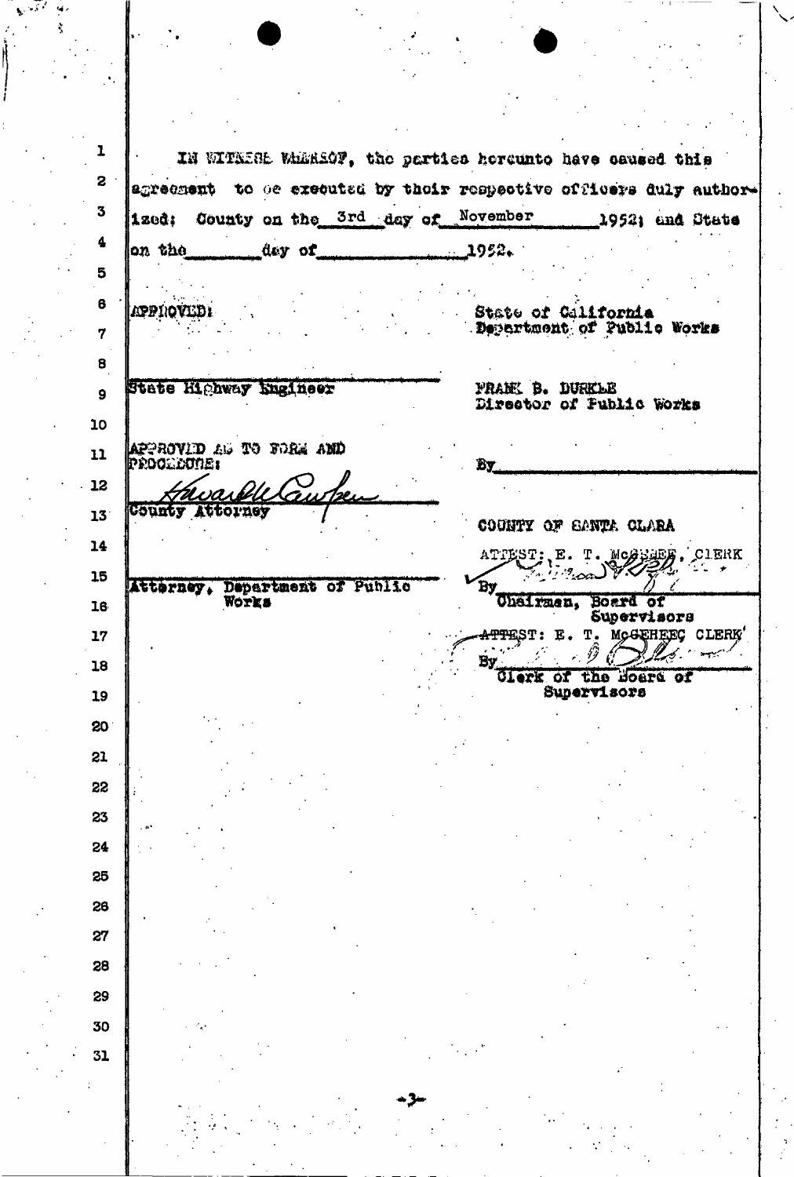IN WITNESS WHEREOF, the parties hereunto have caused this agreement to be executed by their respective officers duly authorized: County on the 3rd day of November 1952; and State on the ______ day of ______________ 1952.

APPROVED:

______________________________
State Highway Engineer

APPROVED AS TO FORM AND PROCEDURE:

*Howard W. Campen*
______________________________
County Attorney

______________________________
Attorney, Department of Public Works

State of California
Department of Public Works

FRANK B. DURKEE
Director of Public Works

By______________________________

COUNTY OF SANTA CLARA

ATTEST: E. T. McGEHEE, CLERK

By______________________________
Chairman, Board of Supervisors

ATTEST: E. T. McGEHEE CLERK

By______________________________
Clerk of the Board of Supervisors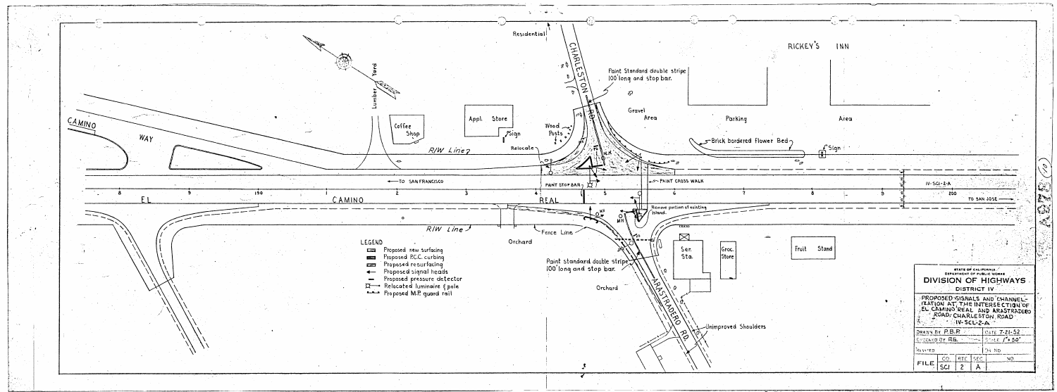STATE OF CALIFORNIA
DEPARTMENT OF PUBLIC WORKS

# DIVISION OF HIGHWAYS

DISTRICT IV

PROPOSED SIGNALS AND CHANNELIZATION AT THE INTERSECTION OF EL CAMINO REAL AND ARASTRADERO ROAD/CHARLESTON ROAD
IV-SCl-2-A

| | |
|---|---|
| DRAWN BY P.B.P. | DATE 7-21-52 |
| CHECKED BY R.G. | SCALE 1" = 50' |
| REVISED | OH NO. |

| FILE | CO. | RTE. | SEC. | NO. |
|---|---|---|---|---|
| | SCl | 2 | A | |

## LEGEND

- Proposed new surfacing
- Proposed P.C.C. curbing
- Proposed resurfacing
- Proposed signal heads
- Proposed pressure detector
- Relocated luminaire & pole
- Proposed M.P. guard rail

---

Residential

CHARLESTON RD.

RICKEY'S INN

Paint Standard double stripe 100' long and stop bar.

Lumber Yard

CAMINO WAY

Coffee Shop

Appl. Store

Sign

Wood Posts

Relocate

Gravel Area

Parking Area

Brick bordered flower Bed

Sign

R/W Line

← TO SAN FRANCISCO

PAINT STOP BAR

PAINT CROSS WALK

IV-SCl-2-A

200

TO SAN JOSE →

8 9 190 1 2 3 4 5 6 7 8 9

EL CAMINO REAL

Remove portion of existing island.

R/W Line

Fence Line

Orchard

Ser. Sta.

Groc. Store

Fruit Stand

Paint standard double stripe 100' long and stop bar.

Orchard

ARASTRADERO RD.

Unimproved Shoulders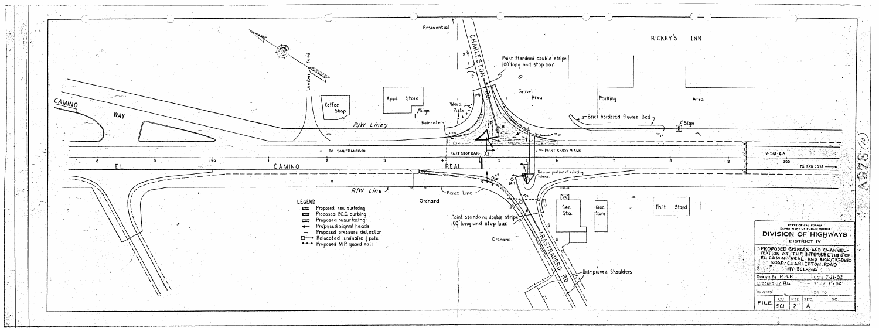Residential

CHARLESTON RD.

RICKEY'S INN

Paint Standard double stripe 100' long and stop bar.

Lumber Yard

Coffee Shop

Appl. Store

Sign

Wood Posts

Gravel Area

Parking

Area

CAMINO

WAY

R/W Line

Relocate

Brick bordered flower Bed

Sign

← TO SAN FRANCISCO

PAINT STOP BAR

PAINT CROSS WALK

IV-SCl-2-A

8 9 190 1 2 3 4 5 6 7 8 9 200

TO SAN JOSE →

EL CAMINO REAL

Remove portion of existing Island.

R/W Line

Fence Line

Orchard

## LEGEND

- Proposed new surfacing
- Proposed P.C.C. curbing
- Proposed resurfacing
- Proposed signal heads
- Proposed pressure detector
- Relocated luminaire & pole
- Proposed M.P. guard rail

Paint standard double stripe 100' long and stop bar.

Orchard

Ser. Sta.

Groc. Store

Fruit Stand

ARASTRADERO RD.

Unimproved Shoulders

STATE OF CALIFORNIA
DEPARTMENT OF PUBLIC WORKS

## DIVISION OF HIGHWAYS

DISTRICT IV

PROPOSED SIGNALS AND CHANNELIZATION AT THE INTERSECTION OF EL CAMINO REAL AND ARASTRADERO ROAD, CHARLESTON ROAD
IV-SCl-2-A

| | |
|---|---|
| DRAWN BY P.B.P. | DATE 7-21-52 |
| CHECKED BY R.G. | SCALE 1" = 50' |
| REVISED | DR. NO. |

| FILE | CO. | RTE. | SEC. | NO. |
|---|---|---|---|---|
| | SCl | 2 | A | |